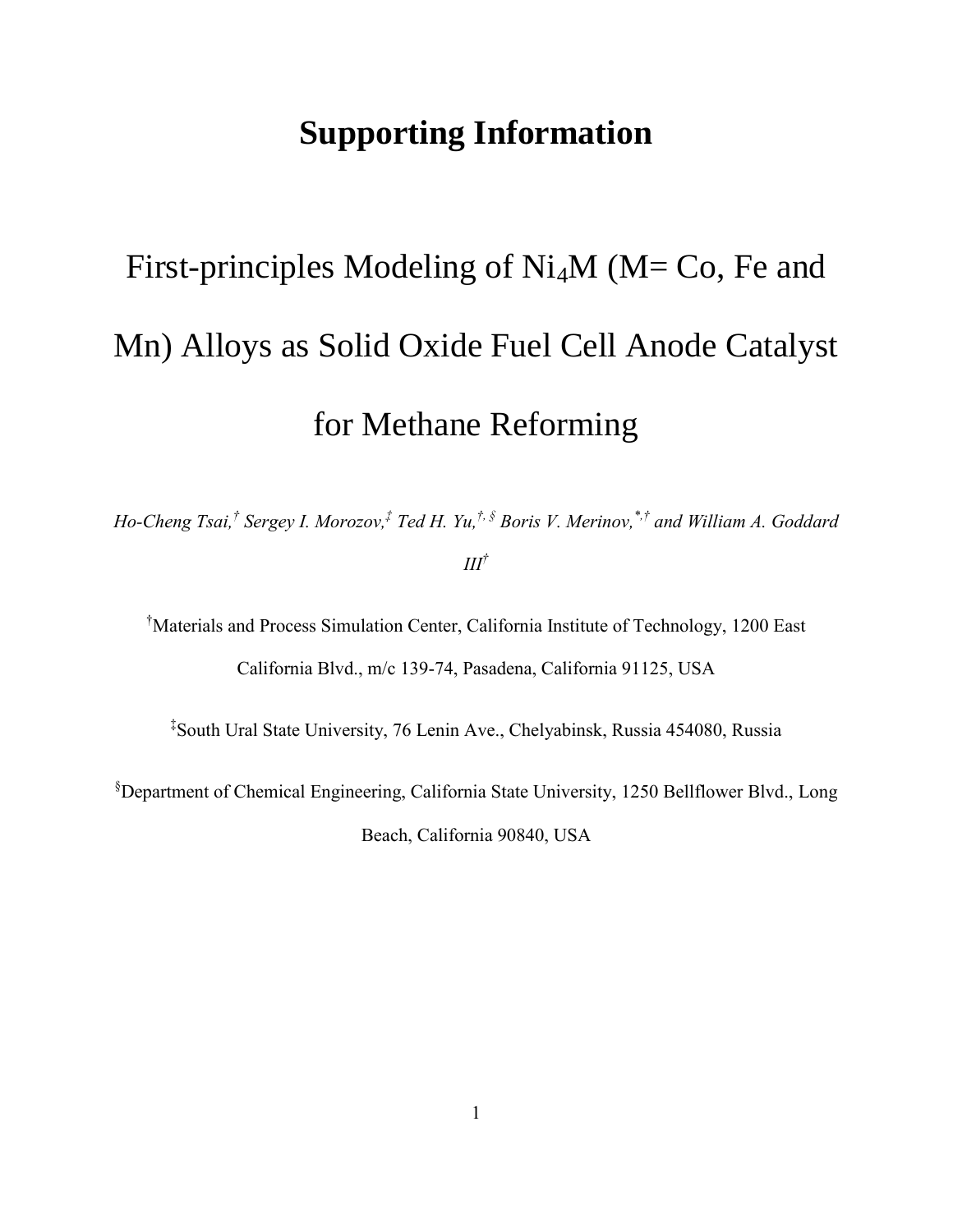# Supporting Information

# First-principles Modeling of $Ni_4M$ (M= Co, Fe and Mn) Alloys as Solid Oxide Fuel Cell Anode Catalyst for Methane Reforming

*Ho-Cheng Tsai,[†] Sergey I. Morozov,[‡] Ted H. Yu,[†, §] Boris V. Merinov,[*,†] and William A. Goddard III[†]*

[†]Materials and Process Simulation Center, California Institute of Technology, 1200 East California Blvd., m/c 139-74, Pasadena, California 91125, USA

[‡]South Ural State University, 76 Lenin Ave., Chelyabinsk, Russia 454080, Russia

[§]Department of Chemical Engineering, California State University, 1250 Bellflower Blvd., Long Beach, California 90840, USA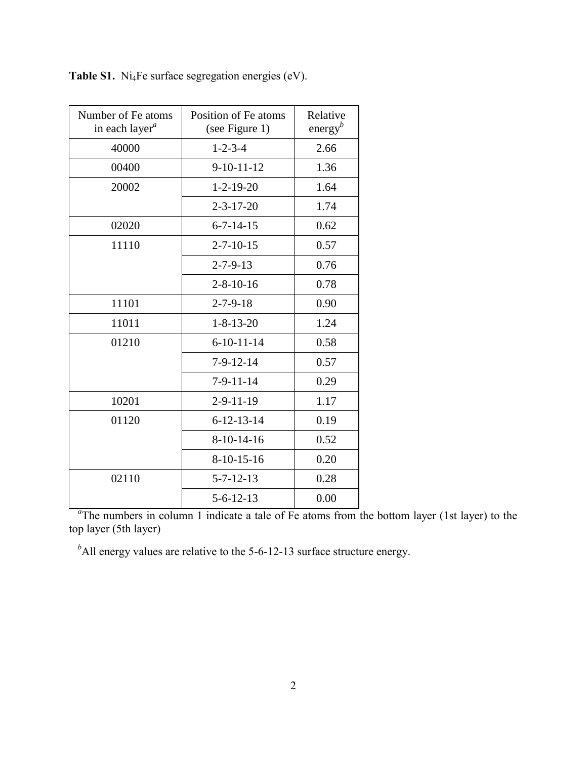**Table S1.** $Ni_4Fe$ surface segregation energies (eV).

| Number of Fe atoms in each layer[a] | Position of Fe atoms (see Figure 1) | Relative energy[b] |
|---|---|---|
| 40000 | 1-2-3-4 | 2.66 |
| 00400 | 9-10-11-12 | 1.36 |
| 20002 | 1-2-19-20 | 1.64 |
| | 2-3-17-20 | 1.74 |
| 02020 | 6-7-14-15 | 0.62 |
| 11110 | 2-7-10-15 | 0.57 |
| | 2-7-9-13 | 0.76 |
| | 2-8-10-16 | 0.78 |
| 11101 | 2-7-9-18 | 0.90 |
| 11011 | 1-8-13-20 | 1.24 |
| 01210 | 6-10-11-14 | 0.58 |
| | 7-9-12-14 | 0.57 |
| | 7-9-11-14 | 0.29 |
| 10201 | 2-9-11-19 | 1.17 |
| 01120 | 6-12-13-14 | 0.19 |
| | 8-10-14-16 | 0.52 |
| | 8-10-15-16 | 0.20 |
| 02110 | 5-7-12-13 | 0.28 |
| | 5-6-12-13 | 0.00 |

[a]The numbers in column 1 indicate a tale of Fe atoms from the bottom layer (1st layer) to the top layer (5th layer)

[b]All energy values are relative to the 5-6-12-13 surface structure energy.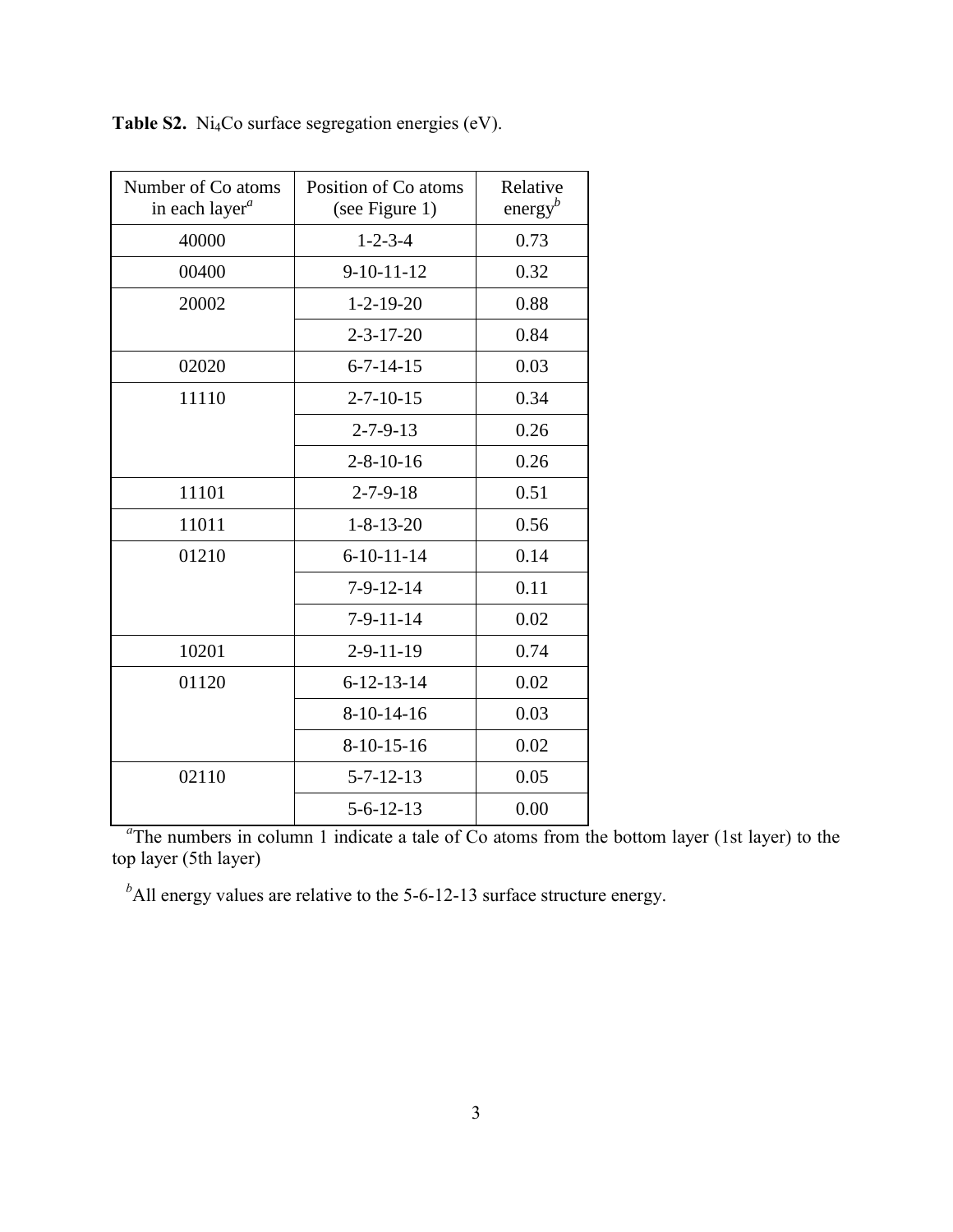**Table S2.** $Ni_4Co$ surface segregation energies (eV).

| Number of Co atoms in each layer[a] | Position of Co atoms (see Figure 1) | Relative energy[b] |
|---|---|---|
| 40000 | 1-2-3-4 | 0.73 |
| 00400 | 9-10-11-12 | 0.32 |
| 20002 | 1-2-19-20 | 0.88 |
| | 2-3-17-20 | 0.84 |
| 02020 | 6-7-14-15 | 0.03 |
| 11110 | 2-7-10-15 | 0.34 |
| | 2-7-9-13 | 0.26 |
| | 2-8-10-16 | 0.26 |
| 11101 | 2-7-9-18 | 0.51 |
| 11011 | 1-8-13-20 | 0.56 |
| 01210 | 6-10-11-14 | 0.14 |
| | 7-9-12-14 | 0.11 |
| | 7-9-11-14 | 0.02 |
| 10201 | 2-9-11-19 | 0.74 |
| 01120 | 6-12-13-14 | 0.02 |
| | 8-10-14-16 | 0.03 |
| | 8-10-15-16 | 0.02 |
| 02110 | 5-7-12-13 | 0.05 |
| | 5-6-12-13 | 0.00 |

[a]The numbers in column 1 indicate a tale of Co atoms from the bottom layer (1st layer) to the top layer (5th layer)

[b]All energy values are relative to the 5-6-12-13 surface structure energy.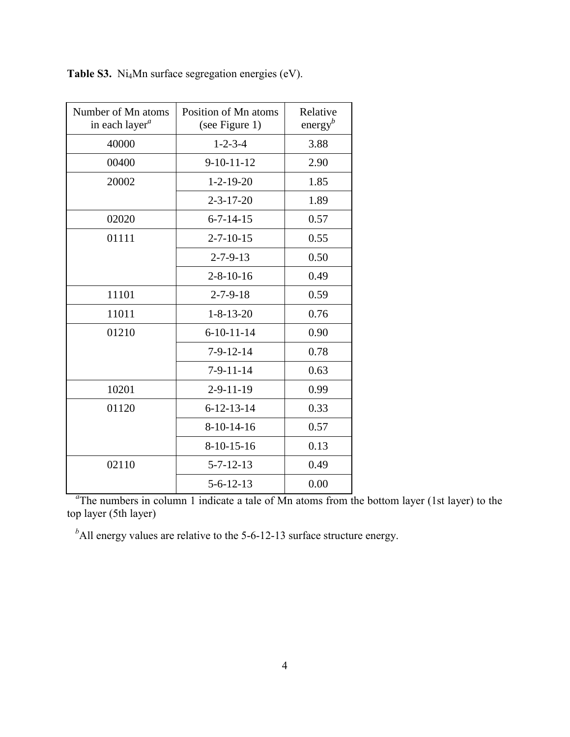**Table S3.** $Ni_4Mn$ surface segregation energies (eV).

| Number of Mn atoms in each layer[a] | Position of Mn atoms (see Figure 1) | Relative energy[b] |
|---|---|---|
| 40000 | 1-2-3-4 | 3.88 |
| 00400 | 9-10-11-12 | 2.90 |
| 20002 | 1-2-19-20 | 1.85 |
| | 2-3-17-20 | 1.89 |
| 02020 | 6-7-14-15 | 0.57 |
| 01111 | 2-7-10-15 | 0.55 |
| | 2-7-9-13 | 0.50 |
| | 2-8-10-16 | 0.49 |
| 11101 | 2-7-9-18 | 0.59 |
| 11011 | 1-8-13-20 | 0.76 |
| 01210 | 6-10-11-14 | 0.90 |
| | 7-9-12-14 | 0.78 |
| | 7-9-11-14 | 0.63 |
| 10201 | 2-9-11-19 | 0.99 |
| 01120 | 6-12-13-14 | 0.33 |
| | 8-10-14-16 | 0.57 |
| | 8-10-15-16 | 0.13 |
| 02110 | 5-7-12-13 | 0.49 |
| | 5-6-12-13 | 0.00 |

[a]The numbers in column 1 indicate a tale of Mn atoms from the bottom layer (1st layer) to the top layer (5th layer)

[b]All energy values are relative to the 5-6-12-13 surface structure energy.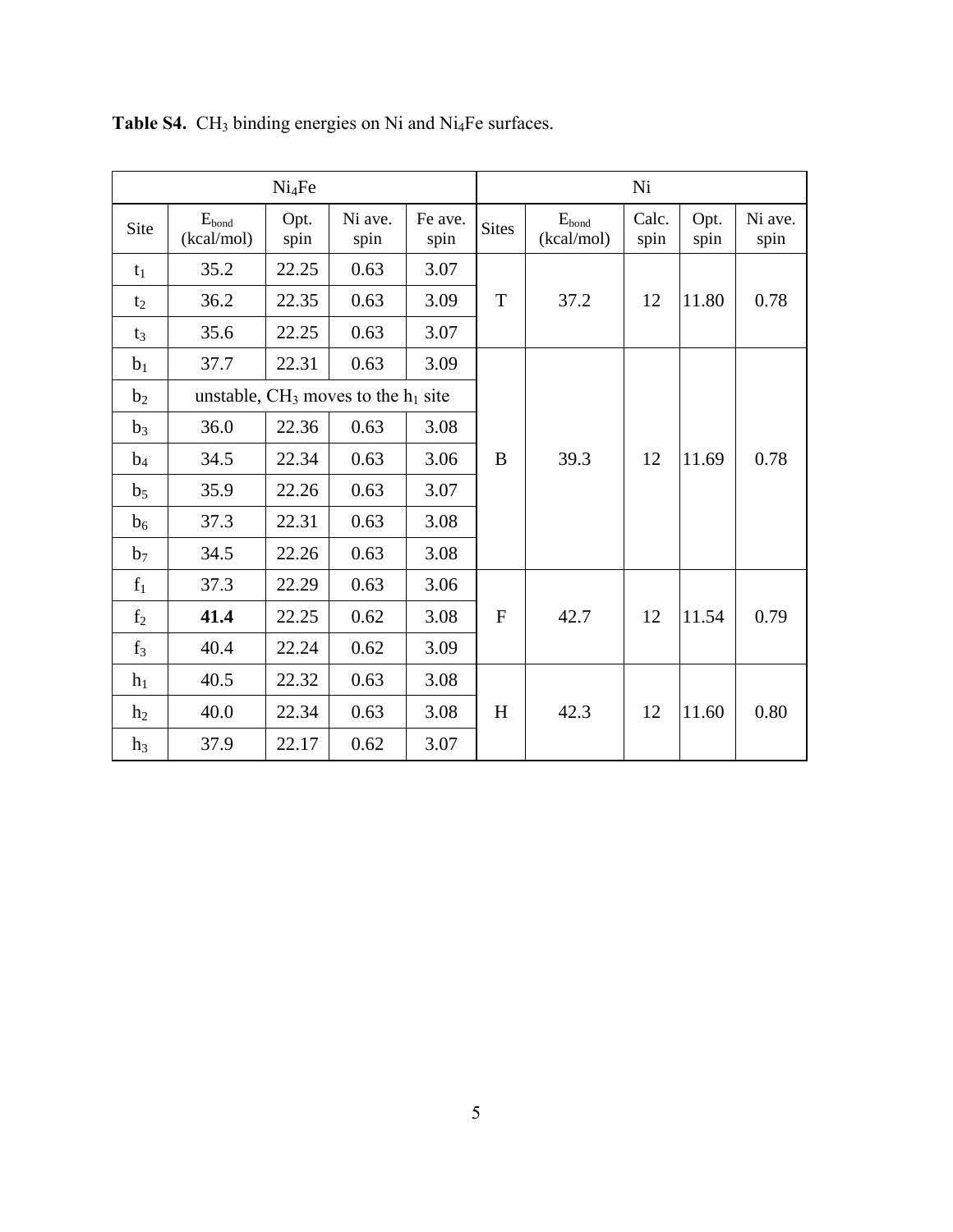**Table S4.** $CH_3$ binding energies on Ni and $Ni_4Fe$ surfaces.

| $Ni_4Fe$ | | | | | Ni | | | | |
|---|---|---|---|---|---|---|---|---|---|
| Site | $E_{bond}$ (kcal/mol) | Opt. spin | Ni ave. spin | Fe ave. spin | Sites | $E_{bond}$ (kcal/mol) | Calc. spin | Opt. spin | Ni ave. spin |
| $t_1$ | 35.2 | 22.25 | 0.63 | 3.07 | T | 37.2 | 12 | 11.80 | 0.78 |
| $t_2$ | 36.2 | 22.35 | 0.63 | 3.09 | | | | | |
| $t_3$ | 35.6 | 22.25 | 0.63 | 3.07 | | | | | |
| $b_1$ | 37.7 | 22.31 | 0.63 | 3.09 | B | 39.3 | 12 | 11.69 | 0.78 |
| $b_2$ | unstable, $CH_3$ moves to the $h_1$ site | | | | | | | | |
| $b_3$ | 36.0 | 22.36 | 0.63 | 3.08 | | | | | |
| $b_4$ | 34.5 | 22.34 | 0.63 | 3.06 | | | | | |
| $b_5$ | 35.9 | 22.26 | 0.63 | 3.07 | | | | | |
| $b_6$ | 37.3 | 22.31 | 0.63 | 3.08 | | | | | |
| $b_7$ | 34.5 | 22.26 | 0.63 | 3.08 | | | | | |
| $f_1$ | 37.3 | 22.29 | 0.63 | 3.06 | F | 42.7 | 12 | 11.54 | 0.79 |
| $f_2$ | **41.4** | 22.25 | 0.62 | 3.08 | | | | | |
| $f_3$ | 40.4 | 22.24 | 0.62 | 3.09 | | | | | |
| $h_1$ | 40.5 | 22.32 | 0.63 | 3.08 | H | 42.3 | 12 | 11.60 | 0.80 |
| $h_2$ | 40.0 | 22.34 | 0.63 | 3.08 | | | | | |
| $h_3$ | 37.9 | 22.17 | 0.62 | 3.07 | | | | | |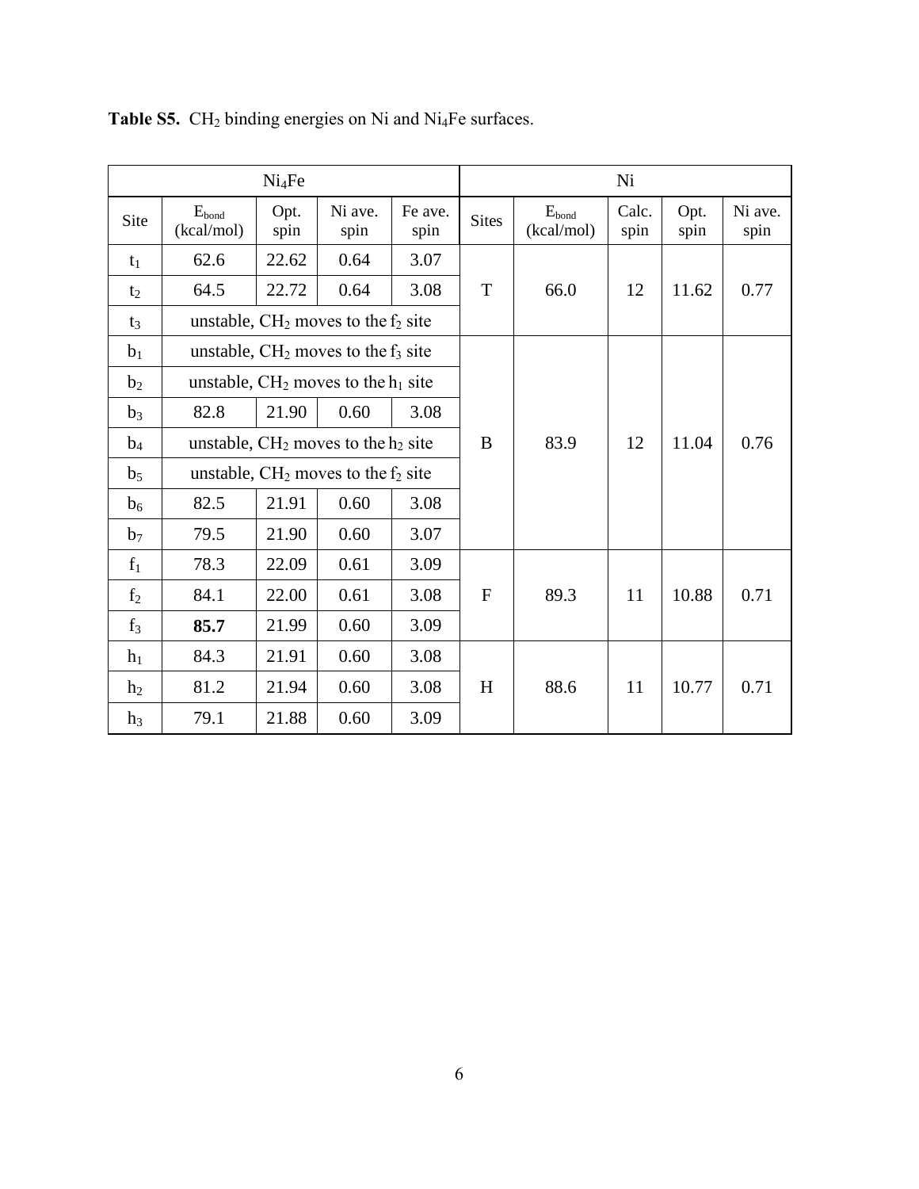**Table S5.** $CH_2$ binding energies on Ni and $Ni_4Fe$ surfaces.

| $Ni_4Fe$ | | | | | Ni | | | | |
|---|---|---|---|---|---|---|---|---|---|
| Site | $E_{bond}$ (kcal/mol) | Opt. spin | Ni ave. spin | Fe ave. spin | Sites | $E_{bond}$ (kcal/mol) | Calc. spin | Opt. spin | Ni ave. spin |
| $t_1$ | 62.6 | 22.62 | 0.64 | 3.07 | T | 66.0 | 12 | 11.62 | 0.77 |
| $t_2$ | 64.5 | 22.72 | 0.64 | 3.08 | | | | | |
| $t_3$ | unstable, $CH_2$ moves to the $f_2$ site | | | | | | | | |
| $b_1$ | unstable, $CH_2$ moves to the $f_3$ site | | | | B | 83.9 | 12 | 11.04 | 0.76 |
| $b_2$ | unstable, $CH_2$ moves to the $h_1$ site | | | | | | | | |
| $b_3$ | 82.8 | 21.90 | 0.60 | 3.08 | | | | | |
| $b_4$ | unstable, $CH_2$ moves to the $h_2$ site | | | | | | | | |
| $b_5$ | unstable, $CH_2$ moves to the $f_2$ site | | | | | | | | |
| $b_6$ | 82.5 | 21.91 | 0.60 | 3.08 | | | | | |
| $b_7$ | 79.5 | 21.90 | 0.60 | 3.07 | | | | | |
| $f_1$ | 78.3 | 22.09 | 0.61 | 3.09 | F | 89.3 | 11 | 10.88 | 0.71 |
| $f_2$ | 84.1 | 22.00 | 0.61 | 3.08 | | | | | |
| $f_3$ | **85.7** | 21.99 | 0.60 | 3.09 | | | | | |
| $h_1$ | 84.3 | 21.91 | 0.60 | 3.08 | H | 88.6 | 11 | 10.77 | 0.71 |
| $h_2$ | 81.2 | 21.94 | 0.60 | 3.08 | | | | | |
| $h_3$ | 79.1 | 21.88 | 0.60 | 3.09 | | | | | |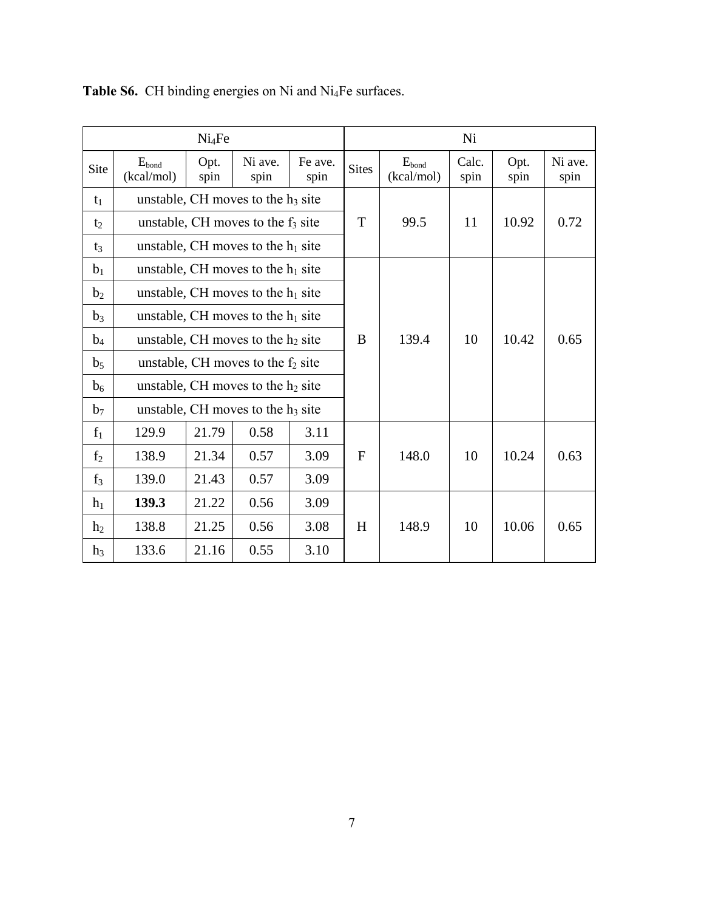**Table S6.** CH binding energies on Ni and $Ni_4Fe$ surfaces.

| $Ni_4Fe$ | | | | | Ni | | | | |
|---|---|---|---|---|---|---|---|---|---|
| Site | $E_{bond}$ (kcal/mol) | Opt. spin | Ni ave. spin | Fe ave. spin | Sites | $E_{bond}$ (kcal/mol) | Calc. spin | Opt. spin | Ni ave. spin |
| $t_1$ | unstable, CH moves to the $h_3$ site | | | | T | 99.5 | 11 | 10.92 | 0.72 |
| $t_2$ | unstable, CH moves to the $f_3$ site | | | | | | | | |
| $t_3$ | unstable, CH moves to the $h_1$ site | | | | | | | | |
| $b_1$ | unstable, CH moves to the $h_1$ site | | | | B | 139.4 | 10 | 10.42 | 0.65 |
| $b_2$ | unstable, CH moves to the $h_1$ site | | | | | | | | |
| $b_3$ | unstable, CH moves to the $h_1$ site | | | | | | | | |
| $b_4$ | unstable, CH moves to the $h_2$ site | | | | | | | | |
| $b_5$ | unstable, CH moves to the $f_2$ site | | | | | | | | |
| $b_6$ | unstable, CH moves to the $h_2$ site | | | | | | | | |
| $b_7$ | unstable, CH moves to the $h_3$ site | | | | | | | | |
| $f_1$ | 129.9 | 21.79 | 0.58 | 3.11 | F | 148.0 | 10 | 10.24 | 0.63 |
| $f_2$ | 138.9 | 21.34 | 0.57 | 3.09 | | | | | |
| $f_3$ | 139.0 | 21.43 | 0.57 | 3.09 | | | | | |
| $h_1$ | **139.3** | 21.22 | 0.56 | 3.09 | H | 148.9 | 10 | 10.06 | 0.65 |
| $h_2$ | 138.8 | 21.25 | 0.56 | 3.08 | | | | | |
| $h_3$ | 133.6 | 21.16 | 0.55 | 3.10 | | | | | |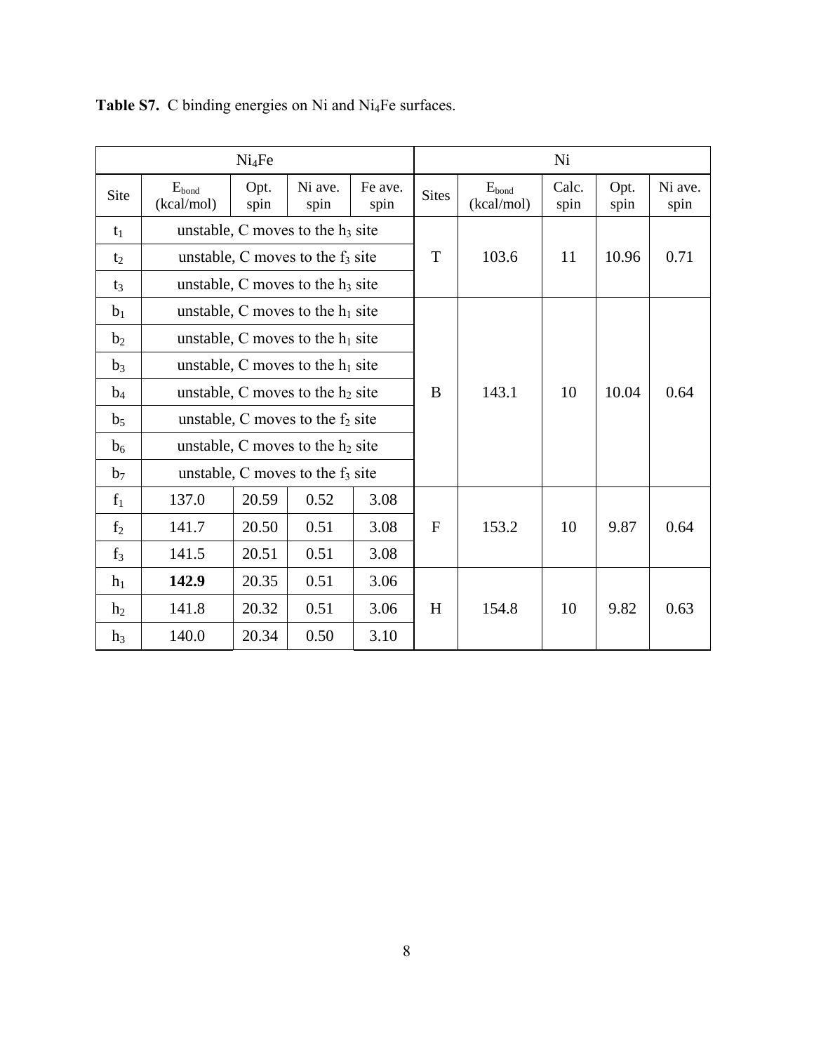**Table S7.** C binding energies on Ni and $Ni_4Fe$ surfaces.

| $Ni_4Fe$ | | | | | Ni | | | | |
|---|---|---|---|---|---|---|---|---|---|
| Site | $E_{bond}$ (kcal/mol) | Opt. spin | Ni ave. spin | Fe ave. spin | Sites | $E_{bond}$ (kcal/mol) | Calc. spin | Opt. spin | Ni ave. spin |
| $t_1$ | unstable, C moves to the $h_3$ site | | | | T | 103.6 | 11 | 10.96 | 0.71 |
| $t_2$ | unstable, C moves to the $f_3$ site | | | | | | | | |
| $t_3$ | unstable, C moves to the $h_3$ site | | | | | | | | |
| $b_1$ | unstable, C moves to the $h_1$ site | | | | B | 143.1 | 10 | 10.04 | 0.64 |
| $b_2$ | unstable, C moves to the $h_1$ site | | | | | | | | |
| $b_3$ | unstable, C moves to the $h_1$ site | | | | | | | | |
| $b_4$ | unstable, C moves to the $h_2$ site | | | | | | | | |
| $b_5$ | unstable, C moves to the $f_2$ site | | | | | | | | |
| $b_6$ | unstable, C moves to the $h_2$ site | | | | | | | | |
| $b_7$ | unstable, C moves to the $f_3$ site | | | | | | | | |
| $f_1$ | 137.0 | 20.59 | 0.52 | 3.08 | F | 153.2 | 10 | 9.87 | 0.64 |
| $f_2$ | 141.7 | 20.50 | 0.51 | 3.08 | | | | | |
| $f_3$ | 141.5 | 20.51 | 0.51 | 3.08 | | | | | |
| $h_1$ | **142.9** | 20.35 | 0.51 | 3.06 | H | 154.8 | 10 | 9.82 | 0.63 |
| $h_2$ | 141.8 | 20.32 | 0.51 | 3.06 | | | | | |
| $h_3$ | 140.0 | 20.34 | 0.50 | 3.10 | | | | | |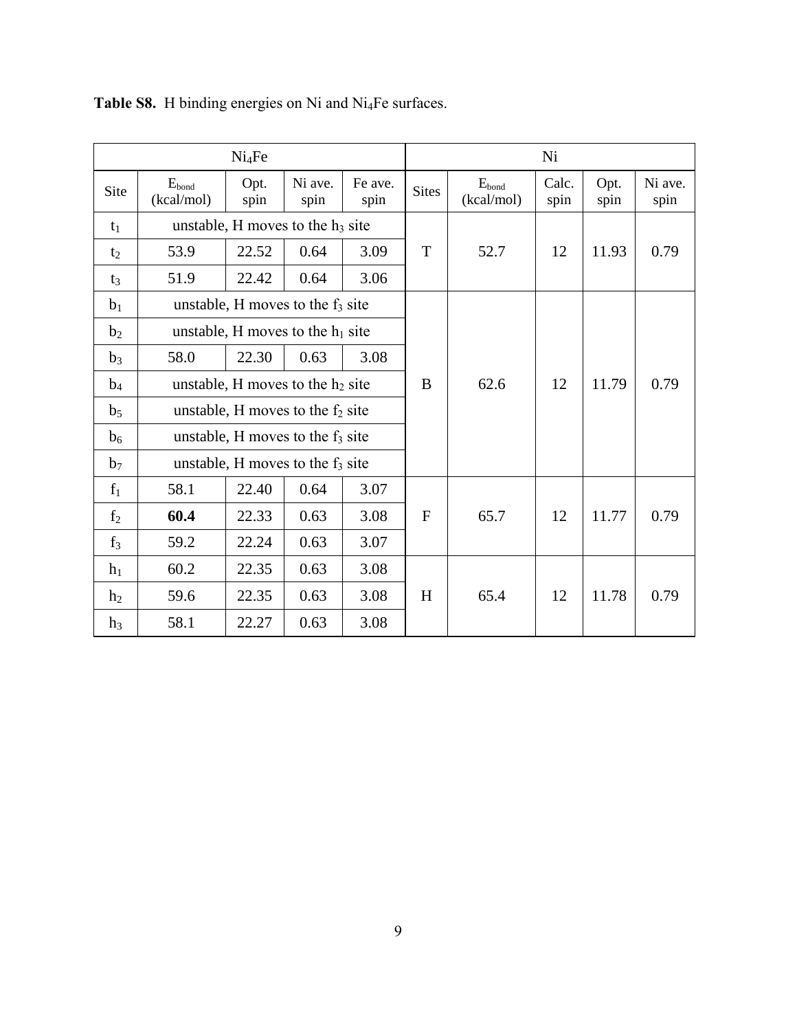**Table S8.** H binding energies on Ni and $Ni_4Fe$ surfaces.

| $Ni_4Fe$ | | | | | Ni | | | | |
|---|---|---|---|---|---|---|---|---|---|
| Site | $E_{bond}$ (kcal/mol) | Opt. spin | Ni ave. spin | Fe ave. spin | Sites | $E_{bond}$ (kcal/mol) | Calc. spin | Opt. spin | Ni ave. spin |
| $t_1$ | unstable, H moves to the $h_3$ site | | | | T | 52.7 | 12 | 11.93 | 0.79 |
| $t_2$ | 53.9 | 22.52 | 0.64 | 3.09 | | | | | |
| $t_3$ | 51.9 | 22.42 | 0.64 | 3.06 | | | | | |
| $b_1$ | unstable, H moves to the $f_3$ site | | | | B | 62.6 | 12 | 11.79 | 0.79 |
| $b_2$ | unstable, H moves to the $h_1$ site | | | | | | | | |
| $b_3$ | 58.0 | 22.30 | 0.63 | 3.08 | | | | | |
| $b_4$ | unstable, H moves to the $h_2$ site | | | | | | | | |
| $b_5$ | unstable, H moves to the $f_2$ site | | | | | | | | |
| $b_6$ | unstable, H moves to the $f_3$ site | | | | | | | | |
| $b_7$ | unstable, H moves to the $f_3$ site | | | | | | | | |
| $f_1$ | 58.1 | 22.40 | 0.64 | 3.07 | F | 65.7 | 12 | 11.77 | 0.79 |
| $f_2$ | **60.4** | 22.33 | 0.63 | 3.08 | | | | | |
| $f_3$ | 59.2 | 22.24 | 0.63 | 3.07 | | | | | |
| $h_1$ | 60.2 | 22.35 | 0.63 | 3.08 | H | 65.4 | 12 | 11.78 | 0.79 |
| $h_2$ | 59.6 | 22.35 | 0.63 | 3.08 | | | | | |
| $h_3$ | 58.1 | 22.27 | 0.63 | 3.08 | | | | | |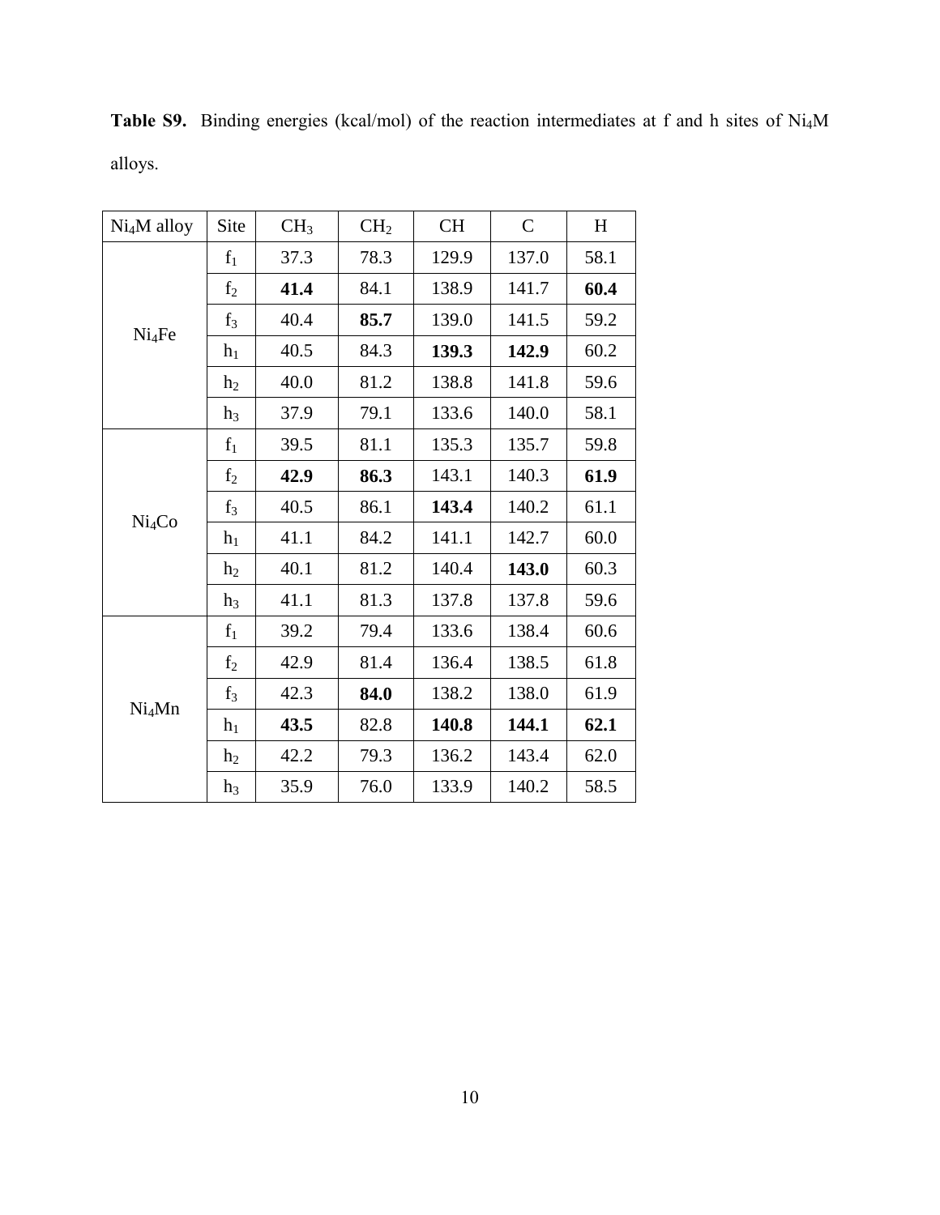**Table S9.** Binding energies (kcal/mol) of the reaction intermediates at f and h sites of $Ni_4M$ alloys.

| $Ni_4M$ alloy | Site | $CH_3$ | $CH_2$ | CH | C | H |
|---|---|---|---|---|---|---|
| $Ni_4Fe$ | $f_1$ | 37.3 | 78.3 | 129.9 | 137.0 | 58.1 |
| | $f_2$ | **41.4** | 84.1 | 138.9 | 141.7 | **60.4** |
| | $f_3$ | 40.4 | **85.7** | 139.0 | 141.5 | 59.2 |
| | $h_1$ | 40.5 | 84.3 | **139.3** | **142.9** | 60.2 |
| | $h_2$ | 40.0 | 81.2 | 138.8 | 141.8 | 59.6 |
| | $h_3$ | 37.9 | 79.1 | 133.6 | 140.0 | 58.1 |
| $Ni_4Co$ | $f_1$ | 39.5 | 81.1 | 135.3 | 135.7 | 59.8 |
| | $f_2$ | **42.9** | **86.3** | 143.1 | 140.3 | **61.9** |
| | $f_3$ | 40.5 | 86.1 | **143.4** | 140.2 | 61.1 |
| | $h_1$ | 41.1 | 84.2 | 141.1 | 142.7 | 60.0 |
| | $h_2$ | 40.1 | 81.2 | 140.4 | **143.0** | 60.3 |
| | $h_3$ | 41.1 | 81.3 | 137.8 | 137.8 | 59.6 |
| $Ni_4Mn$ | $f_1$ | 39.2 | 79.4 | 133.6 | 138.4 | 60.6 |
| | $f_2$ | 42.9 | 81.4 | 136.4 | 138.5 | 61.8 |
| | $f_3$ | 42.3 | **84.0** | 138.2 | 138.0 | 61.9 |
| | $h_1$ | **43.5** | 82.8 | **140.8** | **144.1** | **62.1** |
| | $h_2$ | 42.2 | 79.3 | 136.2 | 143.4 | 62.0 |
| | $h_3$ | 35.9 | 76.0 | 133.9 | 140.2 | 58.5 |